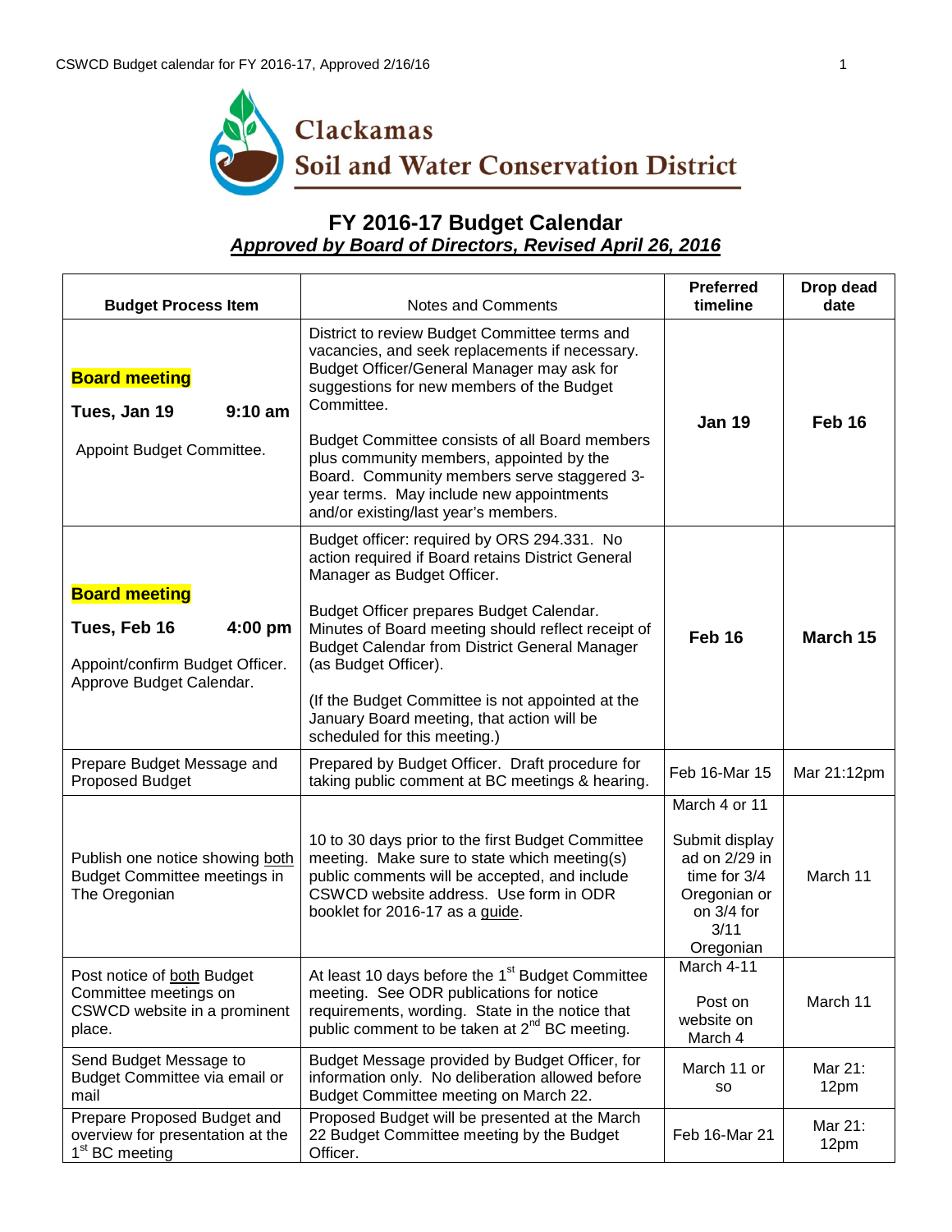Clackamas Soil and Water Conservation District

# FY 2016-17 Budget Calendar

***Approved by Board of Directors, Revised April 26, 2016***

| Budget Process Item | Notes and Comments | Preferred timeline | Drop dead date |
|---|---|---|---|
| **Board meeting**<br>**Tues, Jan 19 9:10 am**<br>Appoint Budget Committee. | District to review Budget Committee terms and vacancies, and seek replacements if necessary. Budget Officer/General Manager may ask for suggestions for new members of the Budget Committee.<br>Budget Committee consists of all Board members plus community members, appointed by the Board. Community members serve staggered 3-year terms. May include new appointments and/or existing/last year's members. | **Jan 19** | **Feb 16** |
| **Board meeting**<br>**Tues, Feb 16 4:00 pm**<br>Appoint/confirm Budget Officer. Approve Budget Calendar. | Budget officer: required by ORS 294.331. No action required if Board retains District General Manager as Budget Officer.<br>Budget Officer prepares Budget Calendar. Minutes of Board meeting should reflect receipt of Budget Calendar from District General Manager (as Budget Officer).<br>(If the Budget Committee is not appointed at the January Board meeting, that action will be scheduled for this meeting.) | **Feb 16** | **March 15** |
| Prepare Budget Message and Proposed Budget | Prepared by Budget Officer. Draft procedure for taking public comment at BC meetings & hearing. | Feb 16-Mar 15 | Mar 21:12pm |
| Publish one notice showing both Budget Committee meetings in The Oregonian | 10 to 30 days prior to the first Budget Committee meeting. Make sure to state which meeting(s) public comments will be accepted, and include CSWCD website address. Use form in ODR booklet for 2016-17 as a guide. | March 4 or 11<br>Submit display ad on 2/29 in time for 3/4 Oregonian or on 3/4 for 3/11 Oregonian | March 11 |
| Post notice of both Budget Committee meetings on CSWCD website in a prominent place. | At least 10 days before the 1st Budget Committee meeting. See ODR publications for notice requirements, wording. State in the notice that public comment to be taken at 2nd BC meeting. | March 4-11<br>Post on website on March 4 | March 11 |
| Send Budget Message to Budget Committee via email or mail | Budget Message provided by Budget Officer, for information only. No deliberation allowed before Budget Committee meeting on March 22. | March 11 or so | Mar 21: 12pm |
| Prepare Proposed Budget and overview for presentation at the 1st BC meeting | Proposed Budget will be presented at the March 22 Budget Committee meeting by the Budget Officer. | Feb 16-Mar 21 | Mar 21: 12pm |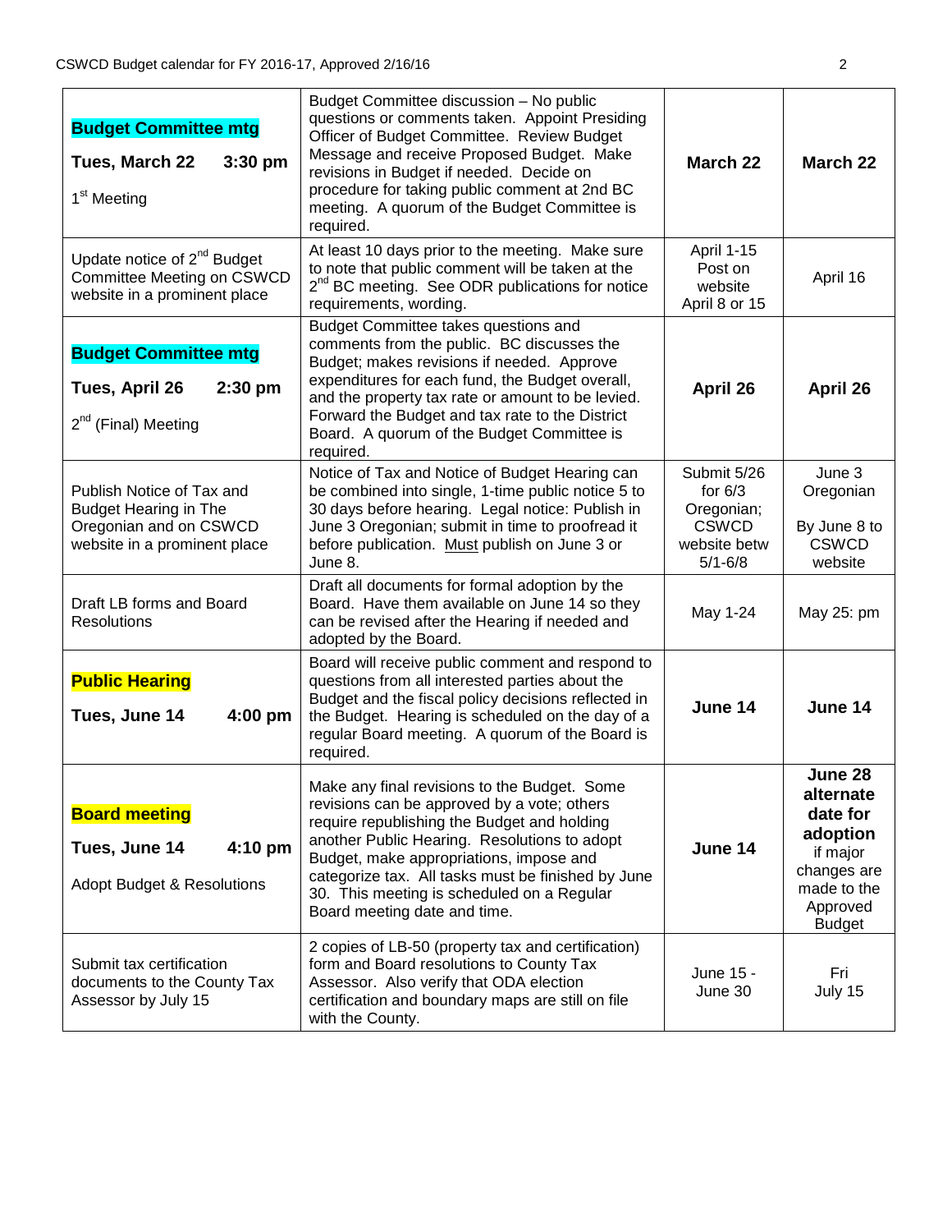| | | | |
|---|---|---|---|
| **Budget Committee mtg**<br>**Tues, March 22 3:30 pm**<br>1st Meeting | Budget Committee discussion – No public questions or comments taken. Appoint Presiding Officer of Budget Committee. Review Budget Message and receive Proposed Budget. Make revisions in Budget if needed. Decide on procedure for taking public comment at 2nd BC meeting. A quorum of the Budget Committee is required. | **March 22** | **March 22** |
| Update notice of 2nd Budget Committee Meeting on CSWCD website in a prominent place | At least 10 days prior to the meeting. Make sure to note that public comment will be taken at the 2nd BC meeting. See ODR publications for notice requirements, wording. | April 1-15 Post on website April 8 or 15 | April 16 |
| **Budget Committee mtg**<br>**Tues, April 26 2:30 pm**<br>2nd (Final) Meeting | Budget Committee takes questions and comments from the public. BC discusses the Budget; makes revisions if needed. Approve expenditures for each fund, the Budget overall, and the property tax rate or amount to be levied. Forward the Budget and tax rate to the District Board. A quorum of the Budget Committee is required. | **April 26** | **April 26** |
| Publish Notice of Tax and Budget Hearing in The Oregonian and on CSWCD website in a prominent place | Notice of Tax and Notice of Budget Hearing can be combined into single, 1-time public notice 5 to 30 days before hearing. Legal notice: Publish in June 3 Oregonian; submit in time to proofread it before publication. <u>Must</u> publish on June 3 or June 8. | Submit 5/26 for 6/3 Oregonian; CSWCD website betw 5/1-6/8 | June 3 Oregonian<br>By June 8 to CSWCD website |
| Draft LB forms and Board Resolutions | Draft all documents for formal adoption by the Board. Have them available on June 14 so they can be revised after the Hearing if needed and adopted by the Board. | May 1-24 | May 25: pm |
| **Public Hearing**<br>**Tues, June 14 4:00 pm** | Board will receive public comment and respond to questions from all interested parties about the Budget and the fiscal policy decisions reflected in the Budget. Hearing is scheduled on the day of a regular Board meeting. A quorum of the Board is required. | **June 14** | **June 14** |
| **Board meeting**<br>**Tues, June 14 4:10 pm**<br>Adopt Budget & Resolutions | Make any final revisions to the Budget. Some revisions can be approved by a vote; others require republishing the Budget and holding another Public Hearing. Resolutions to adopt Budget, make appropriations, impose and categorize tax. All tasks must be finished by June 30. This meeting is scheduled on a Regular Board meeting date and time. | **June 14** | **June 28 alternate date for adoption** if major changes are made to the Approved Budget |
| Submit tax certification documents to the County Tax Assessor by July 15 | 2 copies of LB-50 (property tax and certification) form and Board resolutions to County Tax Assessor. Also verify that ODA election certification and boundary maps are still on file with the County. | June 15 - June 30 | Fri July 15 |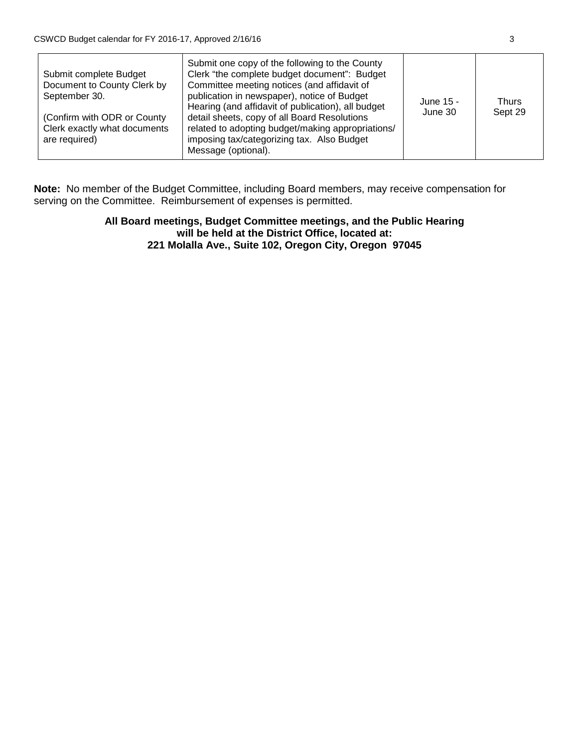| | | | |
|---|---|---|---|
| Submit complete Budget Document to County Clerk by September 30.<br><br>(Confirm with ODR or County Clerk exactly what documents are required) | Submit one copy of the following to the County Clerk "the complete budget document": Budget Committee meeting notices (and affidavit of publication in newspaper), notice of Budget Hearing (and affidavit of publication), all budget detail sheets, copy of all Board Resolutions related to adopting budget/making appropriations/ imposing tax/categorizing tax. Also Budget Message (optional). | June 15 - June 30 | Thurs Sept 29 |

**Note:** No member of the Budget Committee, including Board members, may receive compensation for serving on the Committee. Reimbursement of expenses is permitted.

**All Board meetings, Budget Committee meetings, and the Public Hearing will be held at the District Office, located at: 221 Molalla Ave., Suite 102, Oregon City, Oregon 97045**